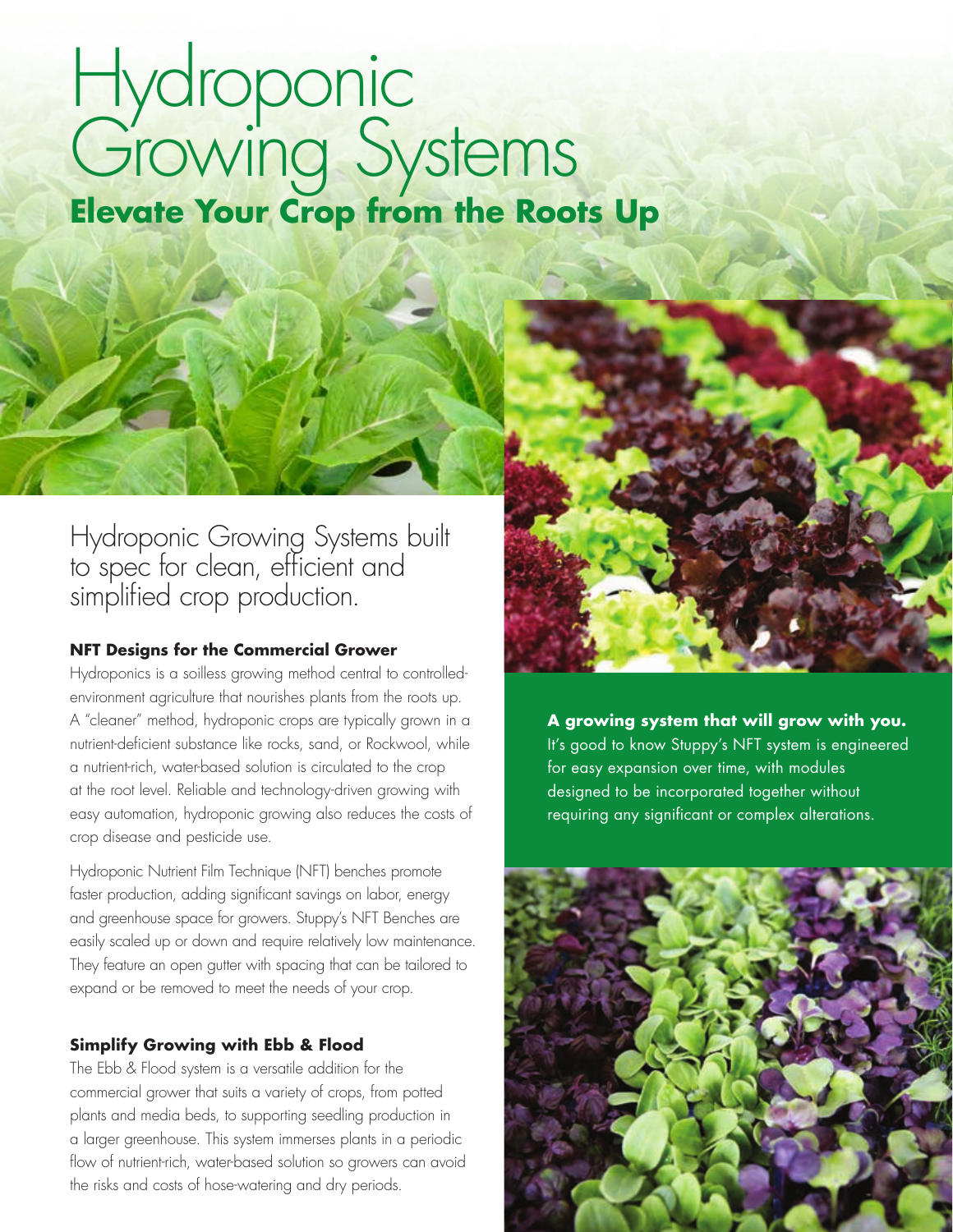# Hydroponic Growing Systems

## Elevate Your Crop from the Roots Up

Hydroponic Growing Systems built to spec for clean, efficient and simplified crop production.

### NFT Designs for the Commercial Grower

Hydroponics is a soilless growing method central to controlled-environment agriculture that nourishes plants from the roots up. A "cleaner" method, hydroponic crops are typically grown in a nutrient-deficient substance like rocks, sand, or Rockwool, while a nutrient-rich, water-based solution is circulated to the crop at the root level. Reliable and technology-driven growing with easy automation, hydroponic growing also reduces the costs of crop disease and pesticide use.

Hydroponic Nutrient Film Technique (NFT) benches promote faster production, adding significant savings on labor, energy and greenhouse space for growers. Stuppy's NFT Benches are easily scaled up or down and require relatively low maintenance. They feature an open gutter with spacing that can be tailored to expand or be removed to meet the needs of your crop.

### Simplify Growing with Ebb & Flood

The Ebb & Flood system is a versatile addition for the commercial grower that suits a variety of crops, from potted plants and media beds, to supporting seedling production in a larger greenhouse. This system immerses plants in a periodic flow of nutrient-rich, water-based solution so growers can avoid the risks and costs of hose-watering and dry periods.

**A growing system that will grow with you.**
It's good to know Stuppy's NFT system is engineered for easy expansion over time, with modules designed to be incorporated together without requiring any significant or complex alterations.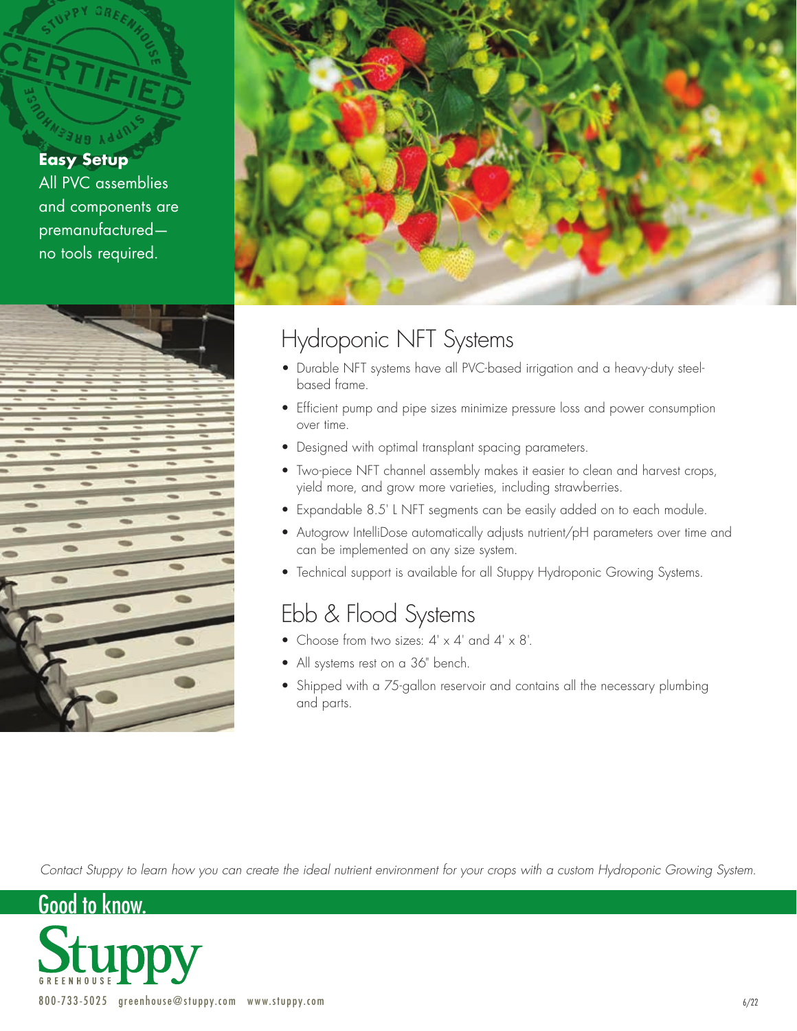**Easy Setup**
All PVC assemblies and components are premanufactured—no tools required.

## Hydroponic NFT Systems

- Durable NFT systems have all PVC-based irrigation and a heavy-duty steel-based frame.
- Efficient pump and pipe sizes minimize pressure loss and power consumption over time.
- Designed with optimal transplant spacing parameters.
- Two-piece NFT channel assembly makes it easier to clean and harvest crops, yield more, and grow more varieties, including strawberries.
- Expandable 8.5' L NFT segments can be easily added on to each module.
- Autogrow IntelliDose automatically adjusts nutrient/pH parameters over time and can be implemented on any size system.
- Technical support is available for all Stuppy Hydroponic Growing Systems.

## Ebb & Flood Systems

- Choose from two sizes: 4' x 4' and 4' x 8'.
- All systems rest on a 36" bench.
- Shipped with a 75-gallon reservoir and contains all the necessary plumbing and parts.

*Contact Stuppy to learn how you can create the ideal nutrient environment for your crops with a custom Hydroponic Growing System.*

Good to know.

Stuppy GREENHOUSE

800-733-5025 greenhouse@stuppy.com www.stuppy.com

6/22